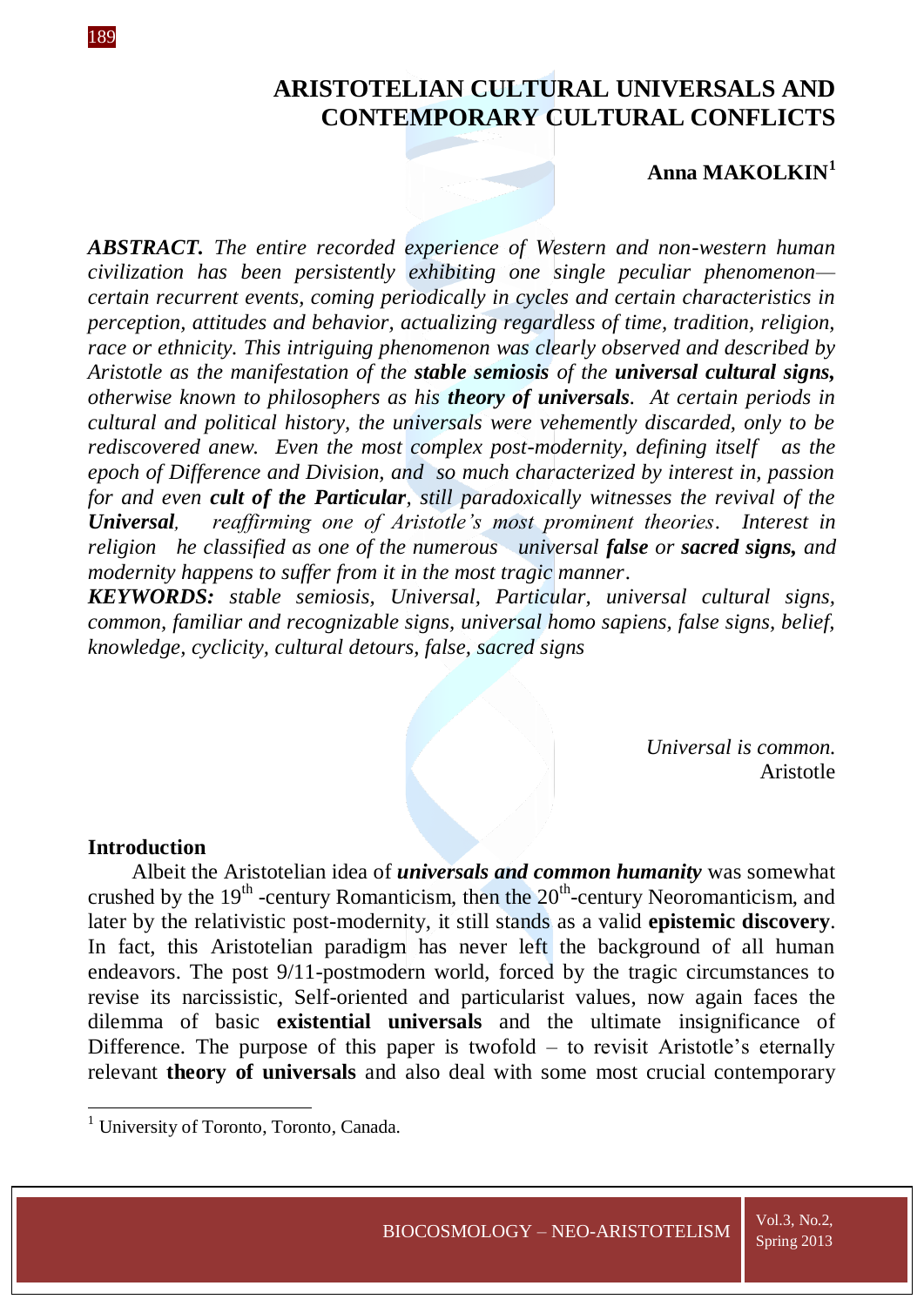# ARISTOTELIAN CULTURAL UNIVERSALS AND CONTEMPORARY CULTURAL CONFLICTS

**Anna MAKOLKIN**[1]

***ABSTRACT.*** *The entire recorded experience of Western and non-western human civilization has been persistently exhibiting one single peculiar phenomenon—certain recurrent events, coming periodically in cycles and certain characteristics in perception, attitudes and behavior, actualizing regardless of time, tradition, religion, race or ethnicity. This intriguing phenomenon was clearly observed and described by Aristotle as the manifestation of the* ***stable semiosis*** *of the* ***universal cultural signs,*** *otherwise known to philosophers as his* ***theory of universals****. At certain periods in cultural and political history, the universals were vehemently discarded, only to be rediscovered anew. Even the most complex post-modernity, defining itself as the epoch of Difference and Division, and so much characterized by interest in, passion for and even* ***cult of the Particular****, still paradoxically witnesses the revival of the* ***Universal****, reaffirming one of Aristotle's most prominent theories. Interest in religion he classified as one of the numerous universal* ***false*** *or* ***sacred signs,*** *and modernity happens to suffer from it in the most tragic manner.*

***KEYWORDS:*** *stable semiosis, Universal, Particular, universal cultural signs, common, familiar and recognizable signs, universal homo sapiens, false signs, belief, knowledge, cyclicity, cultural detours, false, sacred signs*

> *Universal is common.*
> Aristotle

## Introduction

Albeit the Aristotelian idea of ***universals and common humanity*** was somewhat crushed by the 19th -century Romanticism, then the 20th-century Neoromanticism, and later by the relativistic post-modernity, it still stands as a valid **epistemic discovery**. In fact, this Aristotelian paradigm has never left the background of all human endeavors. The post 9/11-postmodern world, forced by the tragic circumstances to revise its narcissistic, Self-oriented and particularist values, now again faces the dilemma of basic **existential universals** and the ultimate insignificance of Difference. The purpose of this paper is twofold – to revisit Aristotle's eternally relevant **theory of universals** and also deal with some most crucial contemporary

[1] University of Toronto, Toronto, Canada.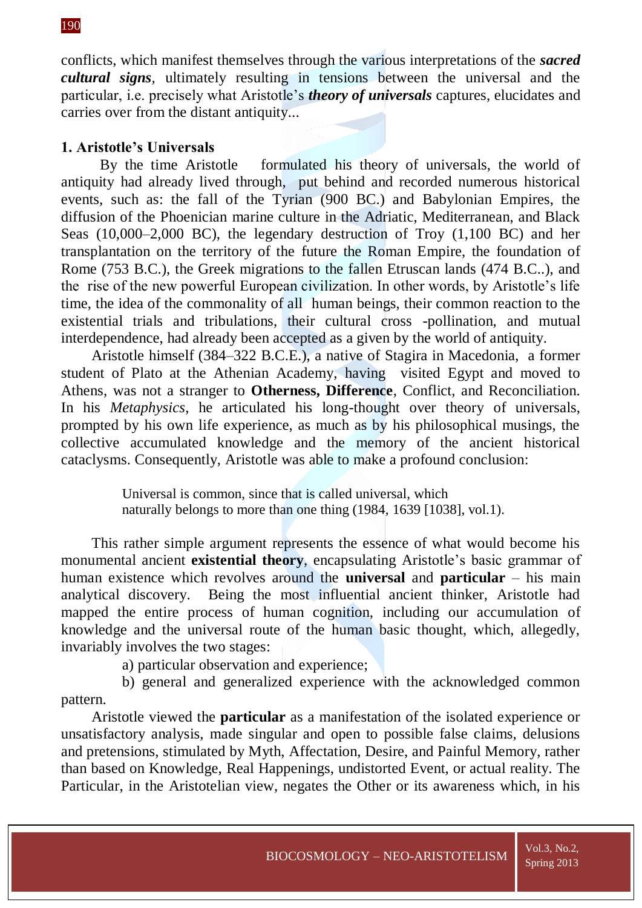conflicts, which manifest themselves through the various interpretations of the ***sacred cultural signs***, ultimately resulting in tensions between the universal and the particular, i.e. precisely what Aristotle's ***theory of universals*** captures, elucidates and carries over from the distant antiquity...

## 1. Aristotle's Universals

By the time Aristotle formulated his theory of universals, the world of antiquity had already lived through, put behind and recorded numerous historical events, such as: the fall of the Tyrian (900 BC.) and Babylonian Empires, the diffusion of the Phoenician marine culture in the Adriatic, Mediterranean, and Black Seas (10,000–2,000 BC), the legendary destruction of Troy (1,100 BC) and her transplantation on the territory of the future the Roman Empire, the foundation of Rome (753 B.C.), the Greek migrations to the fallen Etruscan lands (474 B.C..), and the rise of the new powerful European civilization. In other words, by Aristotle's life time, the idea of the commonality of all human beings, their common reaction to the existential trials and tribulations, their cultural cross -pollination, and mutual interdependence, had already been accepted as a given by the world of antiquity.

Aristotle himself (384–322 B.C.E.), a native of Stagira in Macedonia, a former student of Plato at the Athenian Academy, having visited Egypt and moved to Athens, was not a stranger to **Otherness, Difference**, Conflict, and Reconciliation. In his *Metaphysics*, he articulated his long-thought over theory of universals, prompted by his own life experience, as much as by his philosophical musings, the collective accumulated knowledge and the memory of the ancient historical cataclysms. Consequently, Aristotle was able to make a profound conclusion:

> Universal is common, since that is called universal, which naturally belongs to more than one thing (1984, 1639 [1038], vol.1).

This rather simple argument represents the essence of what would become his monumental ancient **existential theory**, encapsulating Aristotle's basic grammar of human existence which revolves around the **universal** and **particular** – his main analytical discovery. Being the most influential ancient thinker, Aristotle had mapped the entire process of human cognition, including our accumulation of knowledge and the universal route of the human basic thought, which, allegedly, invariably involves the two stages:

a) particular observation and experience;

b) general and generalized experience with the acknowledged common pattern.

Aristotle viewed the **particular** as a manifestation of the isolated experience or unsatisfactory analysis, made singular and open to possible false claims, delusions and pretensions, stimulated by Myth, Affectation, Desire, and Painful Memory, rather than based on Knowledge, Real Happenings, undistorted Event, or actual reality. The Particular, in the Aristotelian view, negates the Other or its awareness which, in his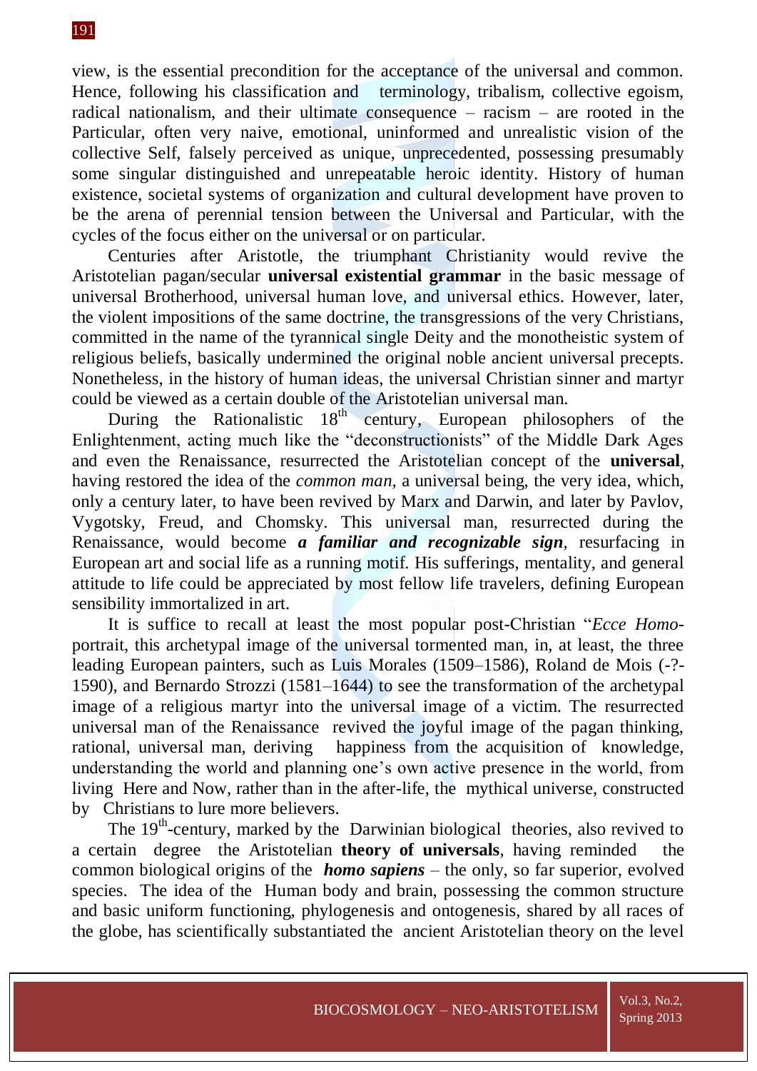view, is the essential precondition for the acceptance of the universal and common. Hence, following his classification and terminology, tribalism, collective egoism, radical nationalism, and their ultimate consequence – racism – are rooted in the Particular, often very naive, emotional, uninformed and unrealistic vision of the collective Self, falsely perceived as unique, unprecedented, possessing presumably some singular distinguished and unrepeatable heroic identity. History of human existence, societal systems of organization and cultural development have proven to be the arena of perennial tension between the Universal and Particular, with the cycles of the focus either on the universal or on particular.

Centuries after Aristotle, the triumphant Christianity would revive the Aristotelian pagan/secular **universal existential grammar** in the basic message of universal Brotherhood, universal human love, and universal ethics. However, later, the violent impositions of the same doctrine, the transgressions of the very Christians, committed in the name of the tyrannical single Deity and the monotheistic system of religious beliefs, basically undermined the original noble ancient universal precepts. Nonetheless, in the history of human ideas, the universal Christian sinner and martyr could be viewed as a certain double of the Aristotelian universal man.

During the Rationalistic 18th century, European philosophers of the Enlightenment, acting much like the "deconstructionists" of the Middle Dark Ages and even the Renaissance, resurrected the Aristotelian concept of the **universal**, having restored the idea of the *common man,* a universal being, the very idea, which, only a century later, to have been revived by Marx and Darwin, and later by Pavlov, Vygotsky, Freud, and Chomsky. This universal man, resurrected during the Renaissance, would become ***a familiar and recognizable sign***, resurfacing in European art and social life as a running motif. His sufferings, mentality, and general attitude to life could be appreciated by most fellow life travelers, defining European sensibility immortalized in art.

It is suffice to recall at least the most popular post-Christian "*Ecce Homo*-portrait, this archetypal image of the universal tormented man, in, at least, the three leading European painters, such as Luis Morales (1509–1586), Roland de Mois (-?-1590), and Bernardo Strozzi (1581–1644) to see the transformation of the archetypal image of a religious martyr into the universal image of a victim. The resurrected universal man of the Renaissance revived the joyful image of the pagan thinking, rational, universal man, deriving happiness from the acquisition of knowledge, understanding the world and planning one's own active presence in the world, from living Here and Now, rather than in the after-life, the mythical universe, constructed by Christians to lure more believers.

The 19th-century, marked by the Darwinian biological theories, also revived to a certain degree the Aristotelian **theory of universals**, having reminded the common biological origins of the ***homo sapiens*** – the only, so far superior, evolved species. The idea of the Human body and brain, possessing the common structure and basic uniform functioning, phylogenesis and ontogenesis, shared by all races of the globe, has scientifically substantiated the ancient Aristotelian theory on the level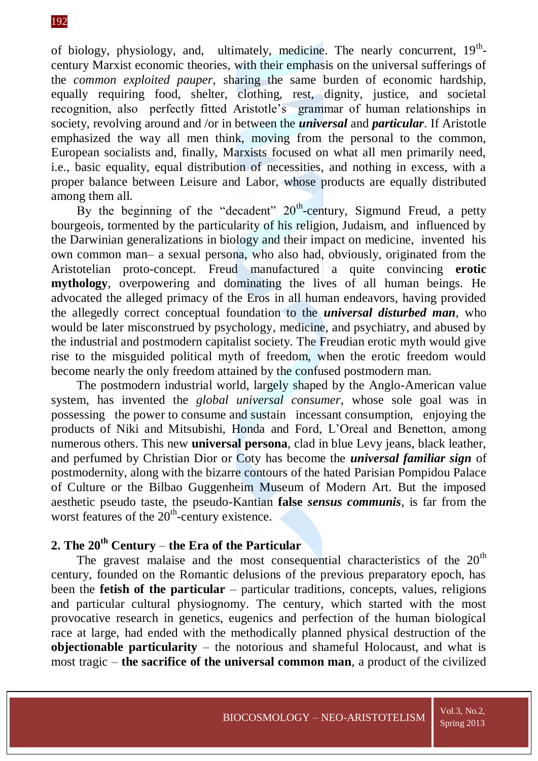of biology, physiology, and, ultimately, medicine. The nearly concurrent, 19th-century Marxist economic theories, with their emphasis on the universal sufferings of the *common exploited pauper,* sharing the same burden of economic hardship, equally requiring food, shelter, clothing, rest, dignity, justice, and societal recognition, also perfectly fitted Aristotle's grammar of human relationships in society, revolving around and /or in between the ***universal*** and ***particular***. If Aristotle emphasized the way all men think, moving from the personal to the common, European socialists and, finally, Marxists focused on what all men primarily need, i.e., basic equality, equal distribution of necessities, and nothing in excess, with a proper balance between Leisure and Labor, whose products are equally distributed among them all.

By the beginning of the "decadent" 20th-century, Sigmund Freud, a petty bourgeois, tormented by the particularity of his religion, Judaism, and influenced by the Darwinian generalizations in biology and their impact on medicine, invented his own common man– a sexual persona, who also had, obviously, originated from the Aristotelian proto-concept. Freud manufactured a quite convincing **erotic mythology**, overpowering and dominating the lives of all human beings. He advocated the alleged primacy of the Eros in all human endeavors, having provided the allegedly correct conceptual foundation to the ***universal disturbed man***, who would be later misconstrued by psychology, medicine, and psychiatry, and abused by the industrial and postmodern capitalist society. The Freudian erotic myth would give rise to the misguided political myth of freedom, when the erotic freedom would become nearly the only freedom attained by the confused postmodern man.

The postmodern industrial world, largely shaped by the Anglo-American value system, has invented the *global universal consumer*, whose sole goal was in possessing the power to consume and sustain incessant consumption, enjoying the products of Niki and Mitsubishi, Honda and Ford, L'Oreal and Benetton, among numerous others. This new **universal persona**, clad in blue Levy jeans, black leather, and perfumed by Christian Dior or Coty has become the ***universal familiar sign*** of postmodernity, along with the bizarre contours of the hated Parisian Pompidou Palace of Culture or the Bilbao Guggenheim Museum of Modern Art. But the imposed aesthetic pseudo taste, the pseudo-Kantian **false *sensus communis***, is far from the worst features of the 20th-century existence.

## 2. The 20th Century – the Era of the Particular

The gravest malaise and the most consequential characteristics of the 20th century, founded on the Romantic delusions of the previous preparatory epoch, has been the **fetish of the particular** – particular traditions, concepts, values, religions and particular cultural physiognomy. The century, which started with the most provocative research in genetics, eugenics and perfection of the human biological race at large, had ended with the methodically planned physical destruction of the **objectionable particularity** – the notorious and shameful Holocaust, and what is most tragic – **the sacrifice of the universal common man**, a product of the civilized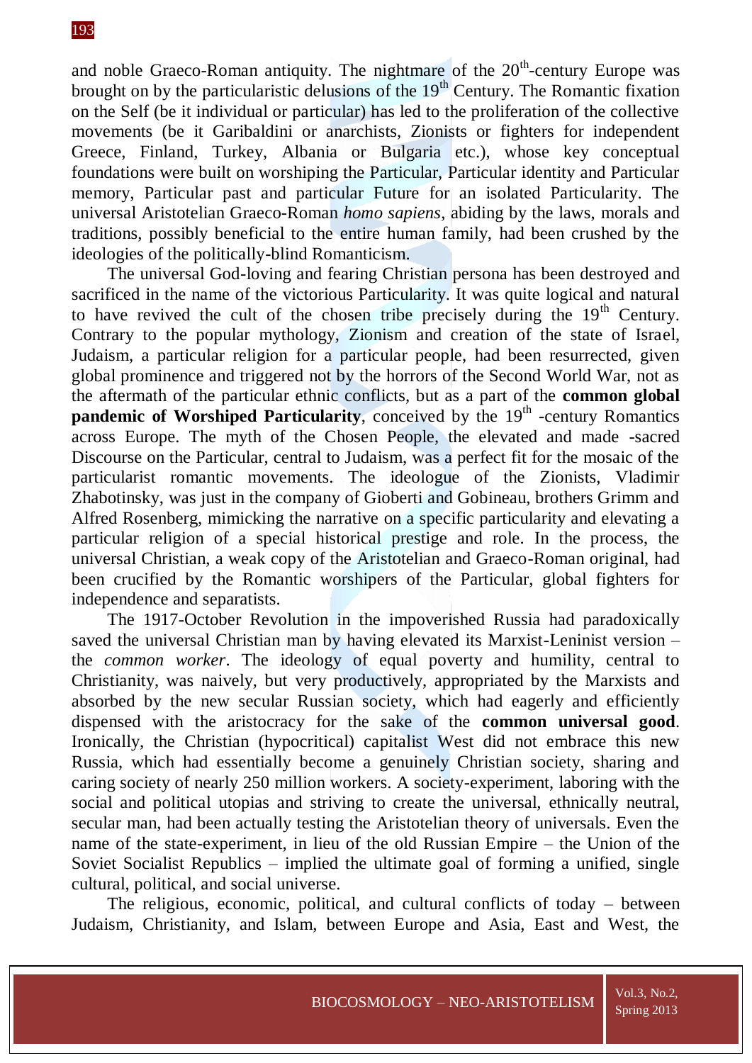and noble Graeco-Roman antiquity. The nightmare of the 20th-century Europe was brought on by the particularistic delusions of the 19th Century. The Romantic fixation on the Self (be it individual or particular) has led to the proliferation of the collective movements (be it Garibaldini or anarchists, Zionists or fighters for independent Greece, Finland, Turkey, Albania or Bulgaria etc.), whose key conceptual foundations were built on worshiping the Particular, Particular identity and Particular memory, Particular past and particular Future for an isolated Particularity. The universal Aristotelian Graeco-Roman *homo sapiens*, abiding by the laws, morals and traditions, possibly beneficial to the entire human family, had been crushed by the ideologies of the politically-blind Romanticism.

The universal God-loving and fearing Christian persona has been destroyed and sacrificed in the name of the victorious Particularity. It was quite logical and natural to have revived the cult of the chosen tribe precisely during the 19th Century. Contrary to the popular mythology, Zionism and creation of the state of Israel, Judaism, a particular religion for a particular people, had been resurrected, given global prominence and triggered not by the horrors of the Second World War, not as the aftermath of the particular ethnic conflicts, but as a part of the **common global pandemic of Worshiped Particularity**, conceived by the 19th -century Romantics across Europe. The myth of the Chosen People, the elevated and made -sacred Discourse on the Particular, central to Judaism, was a perfect fit for the mosaic of the particularist romantic movements. The ideologue of the Zionists, Vladimir Zhabotinsky, was just in the company of Gioberti and Gobineau, brothers Grimm and Alfred Rosenberg, mimicking the narrative on a specific particularity and elevating a particular religion of a special historical prestige and role. In the process, the universal Christian, a weak copy of the Aristotelian and Graeco-Roman original, had been crucified by the Romantic worshipers of the Particular, global fighters for independence and separatists.

The 1917-October Revolution in the impoverished Russia had paradoxically saved the universal Christian man by having elevated its Marxist-Leninist version – the *common worker*. The ideology of equal poverty and humility, central to Christianity, was naively, but very productively, appropriated by the Marxists and absorbed by the new secular Russian society, which had eagerly and efficiently dispensed with the aristocracy for the sake of the **common universal good**. Ironically, the Christian (hypocritical) capitalist West did not embrace this new Russia, which had essentially become a genuinely Christian society, sharing and caring society of nearly 250 million workers. A society-experiment, laboring with the social and political utopias and striving to create the universal, ethnically neutral, secular man, had been actually testing the Aristotelian theory of universals. Even the name of the state-experiment, in lieu of the old Russian Empire – the Union of the Soviet Socialist Republics – implied the ultimate goal of forming a unified, single cultural, political, and social universe.

The religious, economic, political, and cultural conflicts of today – between Judaism, Christianity, and Islam, between Europe and Asia, East and West, the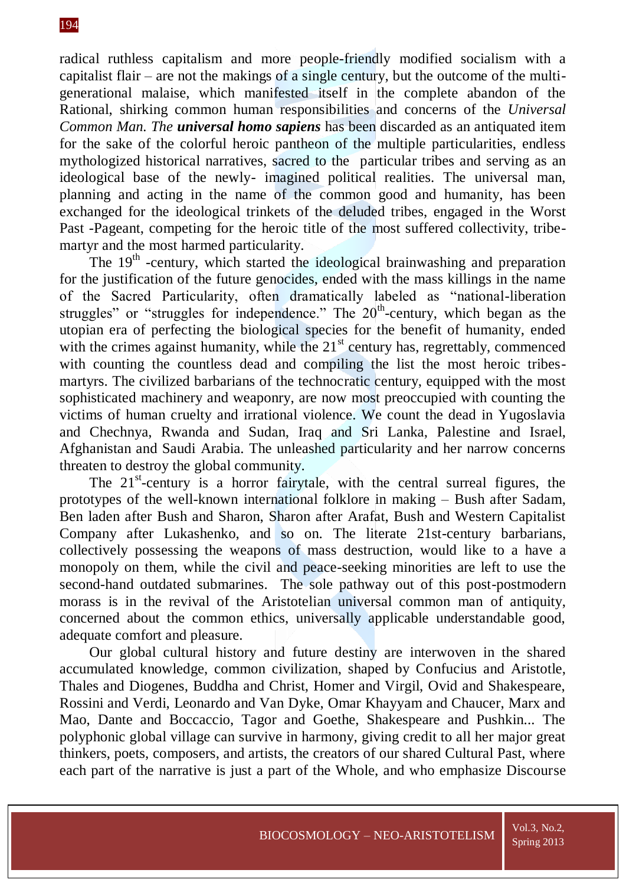radical ruthless capitalism and more people-friendly modified socialism with a capitalist flair – are not the makings of a single century, but the outcome of the multi-generational malaise, which manifested itself in the complete abandon of the Rational, shirking common human responsibilities and concerns of the *Universal Common Man. The* ***universal homo sapiens*** has been discarded as an antiquated item for the sake of the colorful heroic pantheon of the multiple particularities, endless mythologized historical narratives, sacred to the particular tribes and serving as an ideological base of the newly- imagined political realities. The universal man, planning and acting in the name of the common good and humanity, has been exchanged for the ideological trinkets of the deluded tribes, engaged in the Worst Past -Pageant, competing for the heroic title of the most suffered collectivity, tribe-martyr and the most harmed particularity.

The 19th -century, which started the ideological brainwashing and preparation for the justification of the future genocides, ended with the mass killings in the name of the Sacred Particularity, often dramatically labeled as "national-liberation struggles" or "struggles for independence." The 20th-century, which began as the utopian era of perfecting the biological species for the benefit of humanity, ended with the crimes against humanity, while the 21st century has, regrettably, commenced with counting the countless dead and compiling the list the most heroic tribes-martyrs. The civilized barbarians of the technocratic century, equipped with the most sophisticated machinery and weaponry, are now most preoccupied with counting the victims of human cruelty and irrational violence. We count the dead in Yugoslavia and Chechnya, Rwanda and Sudan, Iraq and Sri Lanka, Palestine and Israel, Afghanistan and Saudi Arabia. The unleashed particularity and her narrow concerns threaten to destroy the global community.

The 21st-century is a horror fairytale, with the central surreal figures, the prototypes of the well-known international folklore in making – Bush after Sadam, Ben laden after Bush and Sharon, Sharon after Arafat, Bush and Western Capitalist Company after Lukashenko, and so on. The literate 21st-century barbarians, collectively possessing the weapons of mass destruction, would like to a have a monopoly on them, while the civil and peace-seeking minorities are left to use the second-hand outdated submarines. The sole pathway out of this post-postmodern morass is in the revival of the Aristotelian universal common man of antiquity, concerned about the common ethics, universally applicable understandable good, adequate comfort and pleasure.

Our global cultural history and future destiny are interwoven in the shared accumulated knowledge, common civilization, shaped by Confucius and Aristotle, Thales and Diogenes, Buddha and Christ, Homer and Virgil, Ovid and Shakespeare, Rossini and Verdi, Leonardo and Van Dyke, Omar Khayyam and Chaucer, Marx and Mao, Dante and Boccaccio, Tagor and Goethe, Shakespeare and Pushkin... The polyphonic global village can survive in harmony, giving credit to all her major great thinkers, poets, composers, and artists, the creators of our shared Cultural Past, where each part of the narrative is just a part of the Whole, and who emphasize Discourse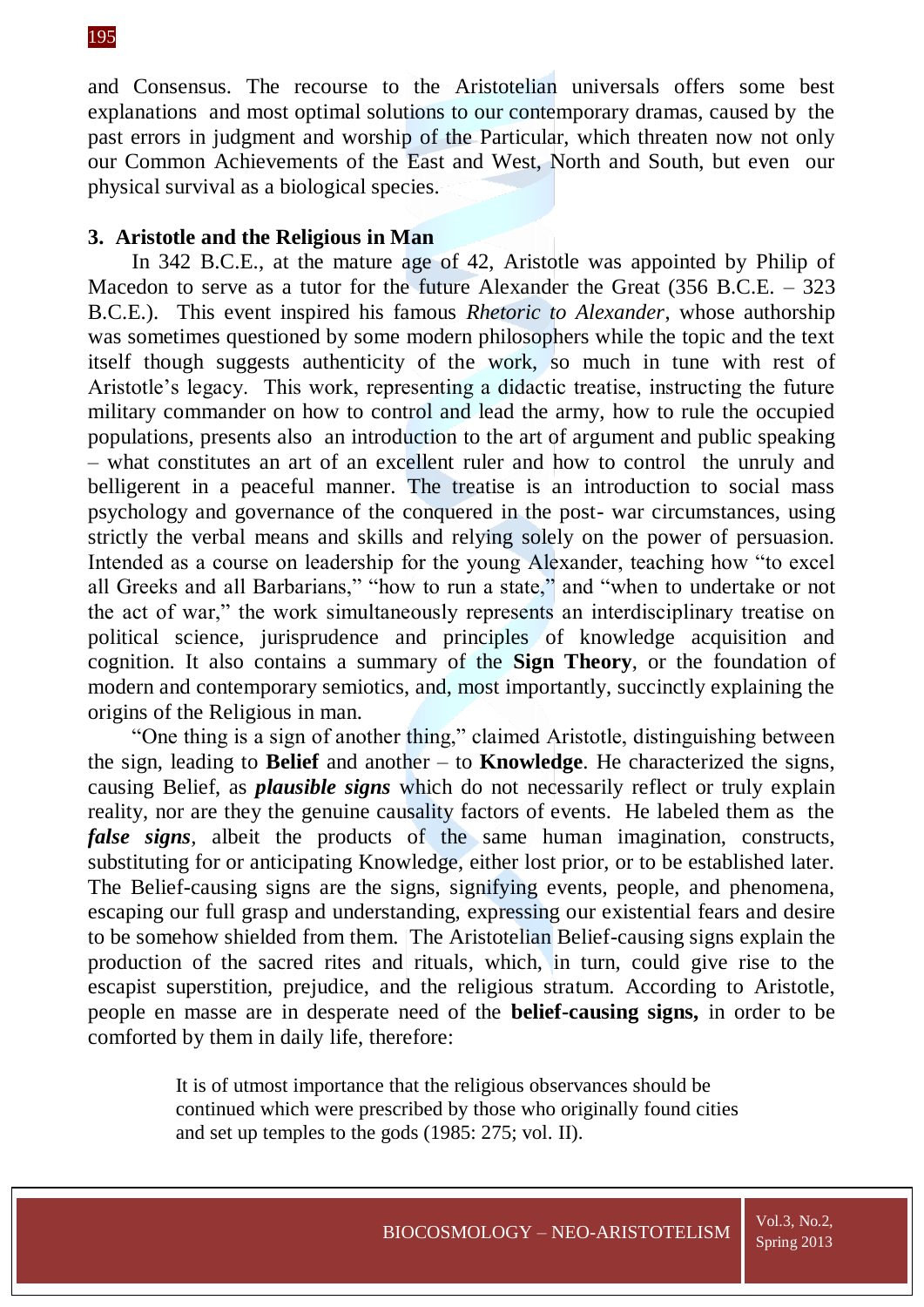and Consensus. The recourse to the Aristotelian universals offers some best explanations and most optimal solutions to our contemporary dramas, caused by the past errors in judgment and worship of the Particular, which threaten now not only our Common Achievements of the East and West, North and South, but even our physical survival as a biological species.

### 3. Aristotle and the Religious in Man

In 342 B.C.E., at the mature age of 42, Aristotle was appointed by Philip of Macedon to serve as a tutor for the future Alexander the Great (356 B.C.E. – 323 B.C.E.). This event inspired his famous *Rhetoric to Alexander*, whose authorship was sometimes questioned by some modern philosophers while the topic and the text itself though suggests authenticity of the work, so much in tune with rest of Aristotle's legacy. This work, representing a didactic treatise, instructing the future military commander on how to control and lead the army, how to rule the occupied populations, presents also an introduction to the art of argument and public speaking – what constitutes an art of an excellent ruler and how to control the unruly and belligerent in a peaceful manner. The treatise is an introduction to social mass psychology and governance of the conquered in the post- war circumstances, using strictly the verbal means and skills and relying solely on the power of persuasion. Intended as a course on leadership for the young Alexander, teaching how "to excel all Greeks and all Barbarians," "how to run a state," and "when to undertake or not the act of war," the work simultaneously represents an interdisciplinary treatise on political science, jurisprudence and principles of knowledge acquisition and cognition. It also contains a summary of the **Sign Theory**, or the foundation of modern and contemporary semiotics, and, most importantly, succinctly explaining the origins of the Religious in man.

"One thing is a sign of another thing," claimed Aristotle, distinguishing between the sign, leading to **Belief** and another – to **Knowledge**. He characterized the signs, causing Belief, as ***plausible signs*** which do not necessarily reflect or truly explain reality, nor are they the genuine causality factors of events. He labeled them as the ***false signs***, albeit the products of the same human imagination, constructs, substituting for or anticipating Knowledge, either lost prior, or to be established later. The Belief-causing signs are the signs, signifying events, people, and phenomena, escaping our full grasp and understanding, expressing our existential fears and desire to be somehow shielded from them. The Aristotelian Belief-causing signs explain the production of the sacred rites and rituals, which, in turn, could give rise to the escapist superstition, prejudice, and the religious stratum. According to Aristotle, people en masse are in desperate need of the **belief-causing signs,** in order to be comforted by them in daily life, therefore:

> It is of utmost importance that the religious observances should be continued which were prescribed by those who originally found cities and set up temples to the gods (1985: 275; vol. II).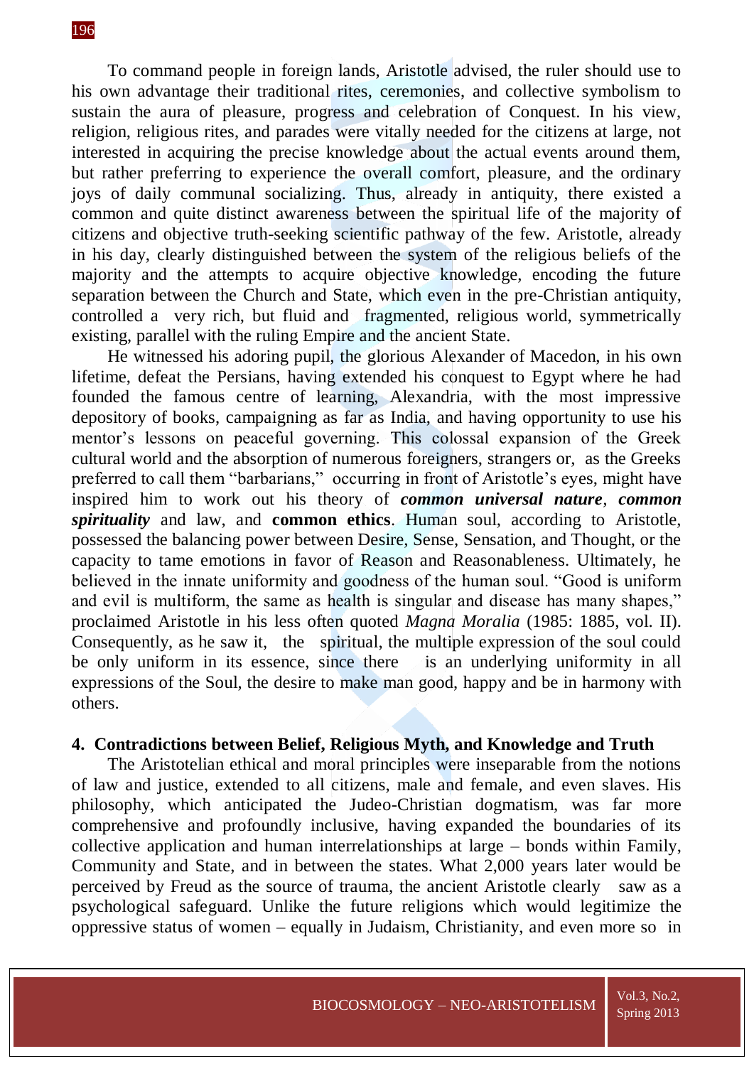To command people in foreign lands, Aristotle advised, the ruler should use to his own advantage their traditional rites, ceremonies, and collective symbolism to sustain the aura of pleasure, progress and celebration of Conquest. In his view, religion, religious rites, and parades were vitally needed for the citizens at large, not interested in acquiring the precise knowledge about the actual events around them, but rather preferring to experience the overall comfort, pleasure, and the ordinary joys of daily communal socializing. Thus, already in antiquity, there existed a common and quite distinct awareness between the spiritual life of the majority of citizens and objective truth-seeking scientific pathway of the few. Aristotle, already in his day, clearly distinguished between the system of the religious beliefs of the majority and the attempts to acquire objective knowledge, encoding the future separation between the Church and State, which even in the pre-Christian antiquity, controlled a very rich, but fluid and fragmented, religious world, symmetrically existing, parallel with the ruling Empire and the ancient State.

He witnessed his adoring pupil, the glorious Alexander of Macedon, in his own lifetime, defeat the Persians, having extended his conquest to Egypt where he had founded the famous centre of learning, Alexandria, with the most impressive depository of books, campaigning as far as India, and having opportunity to use his mentor's lessons on peaceful governing. This colossal expansion of the Greek cultural world and the absorption of numerous foreigners, strangers or, as the Greeks preferred to call them "barbarians," occurring in front of Aristotle's eyes, might have inspired him to work out his theory of ***common universal nature***, ***common spirituality*** and law, and **common ethics**. Human soul, according to Aristotle, possessed the balancing power between Desire, Sense, Sensation, and Thought, or the capacity to tame emotions in favor of Reason and Reasonableness. Ultimately, he believed in the innate uniformity and goodness of the human soul. "Good is uniform and evil is multiform, the same as health is singular and disease has many shapes," proclaimed Aristotle in his less often quoted *Magna Moralia* (1985: 1885, vol. II). Consequently, as he saw it, the spiritual, the multiple expression of the soul could be only uniform in its essence, since there is an underlying uniformity in all expressions of the Soul, the desire to make man good, happy and be in harmony with others.

## 4. Contradictions between Belief, Religious Myth, and Knowledge and Truth

The Aristotelian ethical and moral principles were inseparable from the notions of law and justice, extended to all citizens, male and female, and even slaves. His philosophy, which anticipated the Judeo-Christian dogmatism, was far more comprehensive and profoundly inclusive, having expanded the boundaries of its collective application and human interrelationships at large – bonds within Family, Community and State, and in between the states. What 2,000 years later would be perceived by Freud as the source of trauma, the ancient Aristotle clearly saw as a psychological safeguard. Unlike the future religions which would legitimize the oppressive status of women – equally in Judaism, Christianity, and even more so in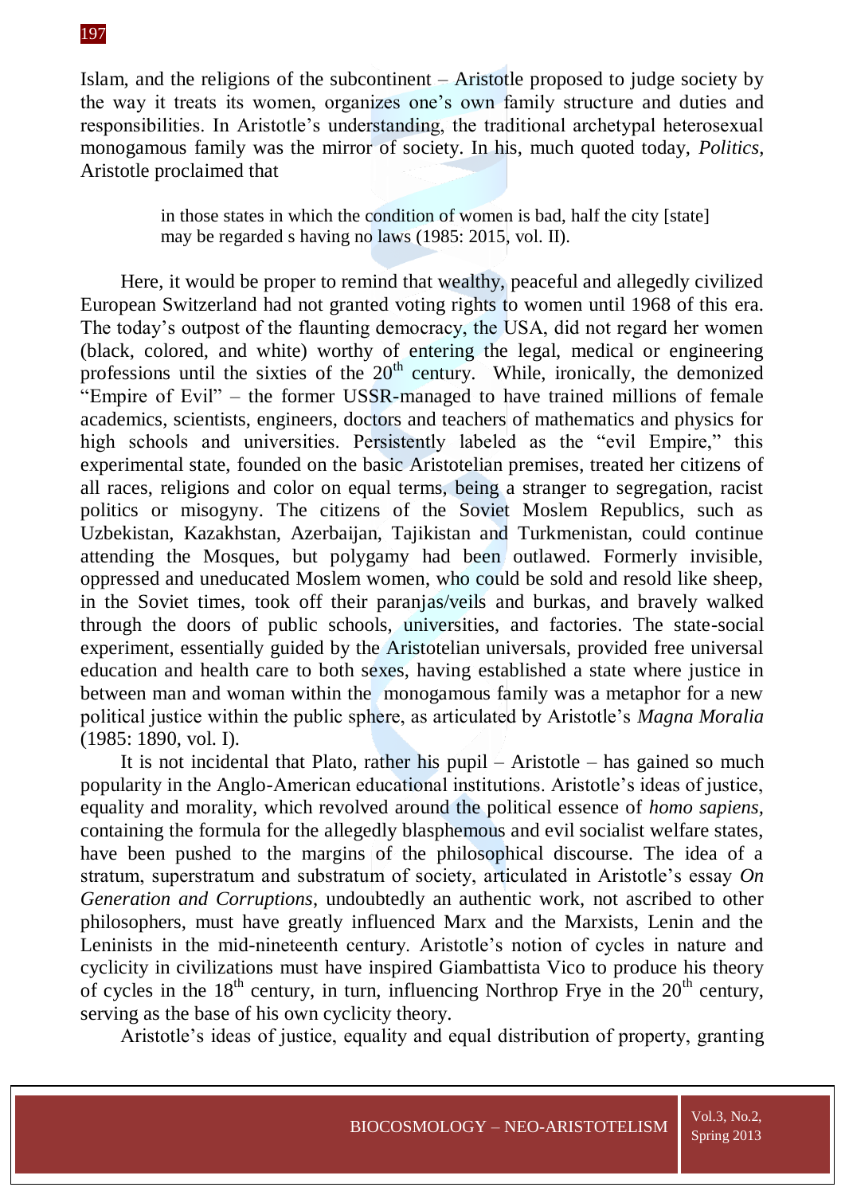Islam, and the religions of the subcontinent – Aristotle proposed to judge society by the way it treats its women, organizes one's own family structure and duties and responsibilities. In Aristotle's understanding, the traditional archetypal heterosexual monogamous family was the mirror of society. In his, much quoted today, *Politics*, Aristotle proclaimed that

> in those states in which the condition of women is bad, half the city [state] may be regarded s having no laws (1985: 2015, vol. II).

Here, it would be proper to remind that wealthy, peaceful and allegedly civilized European Switzerland had not granted voting rights to women until 1968 of this era. The today's outpost of the flaunting democracy, the USA, did not regard her women (black, colored, and white) worthy of entering the legal, medical or engineering professions until the sixties of the 20th century. While, ironically, the demonized "Empire of Evil" – the former USSR-managed to have trained millions of female academics, scientists, engineers, doctors and teachers of mathematics and physics for high schools and universities. Persistently labeled as the "evil Empire," this experimental state, founded on the basic Aristotelian premises, treated her citizens of all races, religions and color on equal terms, being a stranger to segregation, racist politics or misogyny. The citizens of the Soviet Moslem Republics, such as Uzbekistan, Kazakhstan, Azerbaijan, Tajikistan and Turkmenistan, could continue attending the Mosques, but polygamy had been outlawed. Formerly invisible, oppressed and uneducated Moslem women, who could be sold and resold like sheep, in the Soviet times, took off their paranjas/veils and burkas, and bravely walked through the doors of public schools, universities, and factories. The state-social experiment, essentially guided by the Aristotelian universals, provided free universal education and health care to both sexes, having established a state where justice in between man and woman within the monogamous family was a metaphor for a new political justice within the public sphere, as articulated by Aristotle's *Magna Moralia* (1985: 1890, vol. I).

It is not incidental that Plato, rather his pupil – Aristotle – has gained so much popularity in the Anglo-American educational institutions. Aristotle's ideas of justice, equality and morality, which revolved around the political essence of *homo sapiens*, containing the formula for the allegedly blasphemous and evil socialist welfare states, have been pushed to the margins of the philosophical discourse. The idea of a stratum, superstratum and substratum of society, articulated in Aristotle's essay *On Generation and Corruptions*, undoubtedly an authentic work, not ascribed to other philosophers, must have greatly influenced Marx and the Marxists, Lenin and the Leninists in the mid-nineteenth century. Aristotle's notion of cycles in nature and cyclicity in civilizations must have inspired Giambattista Vico to produce his theory of cycles in the 18th century, in turn, influencing Northrop Frye in the 20th century, serving as the base of his own cyclicity theory.

Aristotle's ideas of justice, equality and equal distribution of property, granting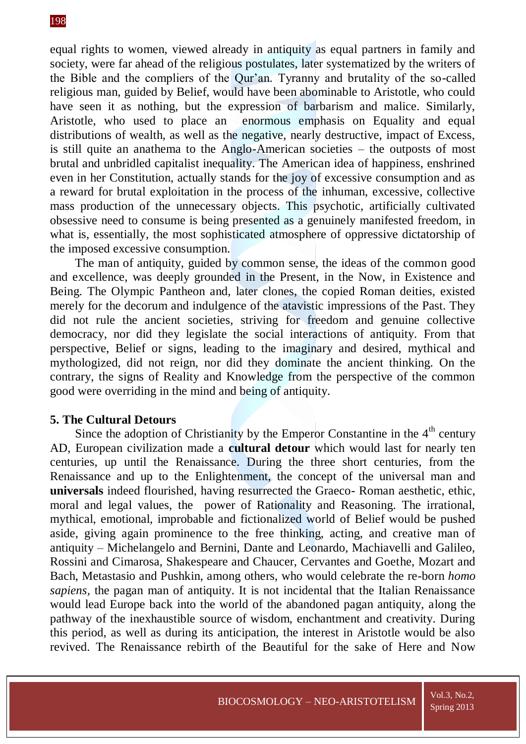equal rights to women, viewed already in antiquity as equal partners in family and society, were far ahead of the religious postulates, later systematized by the writers of the Bible and the compliers of the Qur'an. Tyranny and brutality of the so-called religious man, guided by Belief, would have been abominable to Aristotle, who could have seen it as nothing, but the expression of barbarism and malice. Similarly, Aristotle, who used to place an enormous emphasis on Equality and equal distributions of wealth, as well as the negative, nearly destructive, impact of Excess, is still quite an anathema to the Anglo-American societies – the outposts of most brutal and unbridled capitalist inequality. The American idea of happiness, enshrined even in her Constitution, actually stands for the joy of excessive consumption and as a reward for brutal exploitation in the process of the inhuman, excessive, collective mass production of the unnecessary objects. This psychotic, artificially cultivated obsessive need to consume is being presented as a genuinely manifested freedom, in what is, essentially, the most sophisticated atmosphere of oppressive dictatorship of the imposed excessive consumption.

The man of antiquity, guided by common sense, the ideas of the common good and excellence, was deeply grounded in the Present, in the Now, in Existence and Being. The Olympic Pantheon and, later clones, the copied Roman deities, existed merely for the decorum and indulgence of the atavistic impressions of the Past. They did not rule the ancient societies, striving for freedom and genuine collective democracy, nor did they legislate the social interactions of antiquity. From that perspective, Belief or signs, leading to the imaginary and desired, mythical and mythologized, did not reign, nor did they dominate the ancient thinking. On the contrary, the signs of Reality and Knowledge from the perspective of the common good were overriding in the mind and being of antiquity.

## 5. The Cultural Detours

Since the adoption of Christianity by the Emperor Constantine in the 4th century AD, European civilization made a **cultural detour** which would last for nearly ten centuries, up until the Renaissance. During the three short centuries, from the Renaissance and up to the Enlightenment, the concept of the universal man and **universals** indeed flourished, having resurrected the Graeco- Roman aesthetic, ethic, moral and legal values, the power of Rationality and Reasoning. The irrational, mythical, emotional, improbable and fictionalized world of Belief would be pushed aside, giving again prominence to the free thinking, acting, and creative man of antiquity – Michelangelo and Bernini, Dante and Leonardo, Machiavelli and Galileo, Rossini and Cimarosa, Shakespeare and Chaucer, Cervantes and Goethe, Mozart and Bach, Metastasio and Pushkin, among others, who would celebrate the re-born *homo sapiens*, the pagan man of antiquity. It is not incidental that the Italian Renaissance would lead Europe back into the world of the abandoned pagan antiquity, along the pathway of the inexhaustible source of wisdom, enchantment and creativity. During this period, as well as during its anticipation, the interest in Aristotle would be also revived. The Renaissance rebirth of the Beautiful for the sake of Here and Now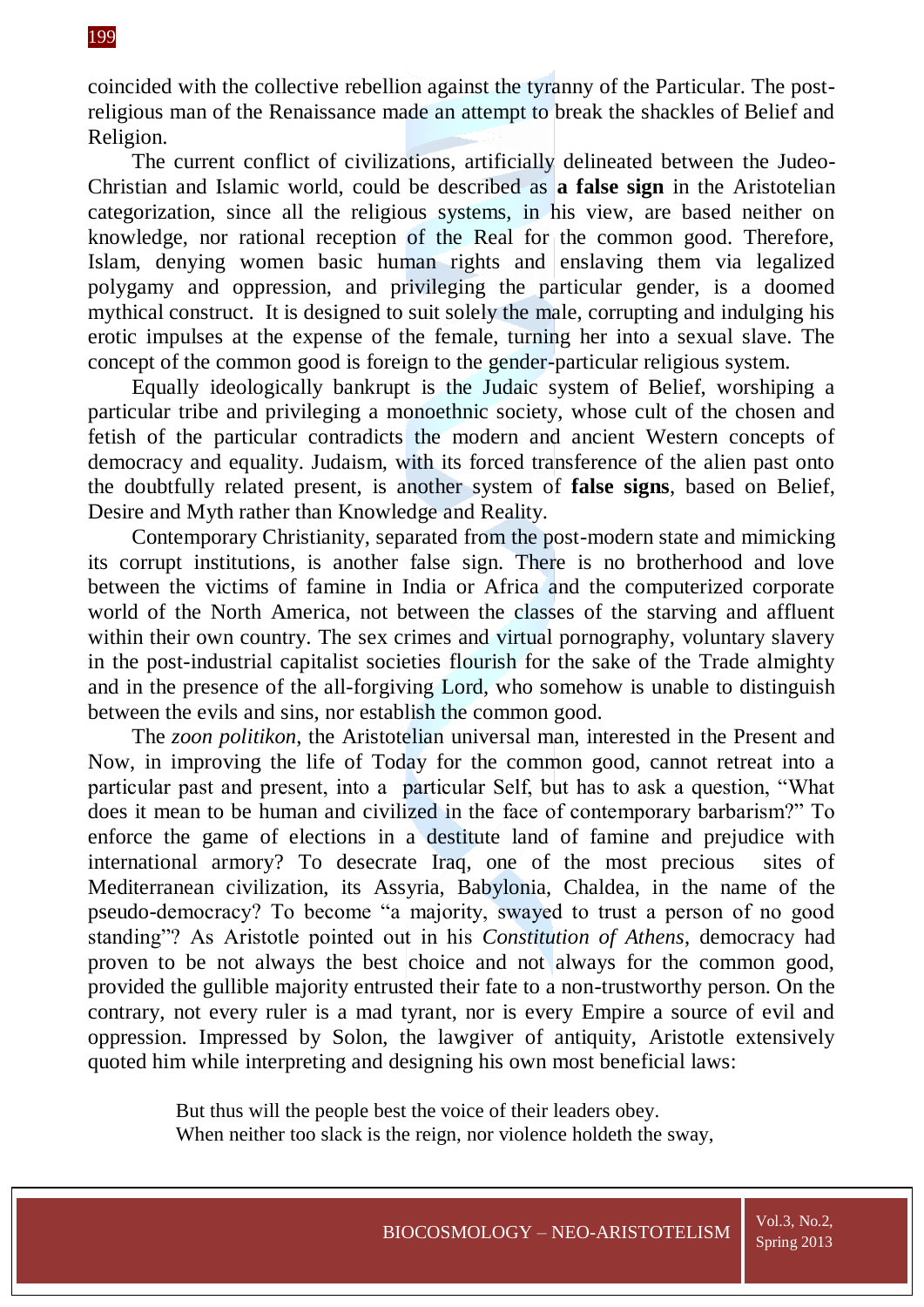coincided with the collective rebellion against the tyranny of the Particular. The post-religious man of the Renaissance made an attempt to break the shackles of Belief and Religion.

The current conflict of civilizations, artificially delineated between the Judeo-Christian and Islamic world, could be described as **a false sign** in the Aristotelian categorization, since all the religious systems, in his view, are based neither on knowledge, nor rational reception of the Real for the common good. Therefore, Islam, denying women basic human rights and enslaving them via legalized polygamy and oppression, and privileging the particular gender, is a doomed mythical construct. It is designed to suit solely the male, corrupting and indulging his erotic impulses at the expense of the female, turning her into a sexual slave. The concept of the common good is foreign to the gender-particular religious system.

Equally ideologically bankrupt is the Judaic system of Belief, worshiping a particular tribe and privileging a monoethnic society, whose cult of the chosen and fetish of the particular contradicts the modern and ancient Western concepts of democracy and equality. Judaism, with its forced transference of the alien past onto the doubtfully related present, is another system of **false signs**, based on Belief, Desire and Myth rather than Knowledge and Reality.

Contemporary Christianity, separated from the post-modern state and mimicking its corrupt institutions, is another false sign. There is no brotherhood and love between the victims of famine in India or Africa and the computerized corporate world of the North America, not between the classes of the starving and affluent within their own country. The sex crimes and virtual pornography, voluntary slavery in the post-industrial capitalist societies flourish for the sake of the Trade almighty and in the presence of the all-forgiving Lord, who somehow is unable to distinguish between the evils and sins, nor establish the common good.

The *zoon politikon*, the Aristotelian universal man, interested in the Present and Now, in improving the life of Today for the common good, cannot retreat into a particular past and present, into a particular Self, but has to ask a question, "What does it mean to be human and civilized in the face of contemporary barbarism?" To enforce the game of elections in a destitute land of famine and prejudice with international armory? To desecrate Iraq, one of the most precious sites of Mediterranean civilization, its Assyria, Babylonia, Chaldea, in the name of the pseudo-democracy? To become "a majority, swayed to trust a person of no good standing"? As Aristotle pointed out in his *Constitution of Athens*, democracy had proven to be not always the best choice and not always for the common good, provided the gullible majority entrusted their fate to a non-trustworthy person. On the contrary, not every ruler is a mad tyrant, nor is every Empire a source of evil and oppression. Impressed by Solon, the lawgiver of antiquity, Aristotle extensively quoted him while interpreting and designing his own most beneficial laws:

> But thus will the people best the voice of their leaders obey.
> When neither too slack is the reign, nor violence holdeth the sway,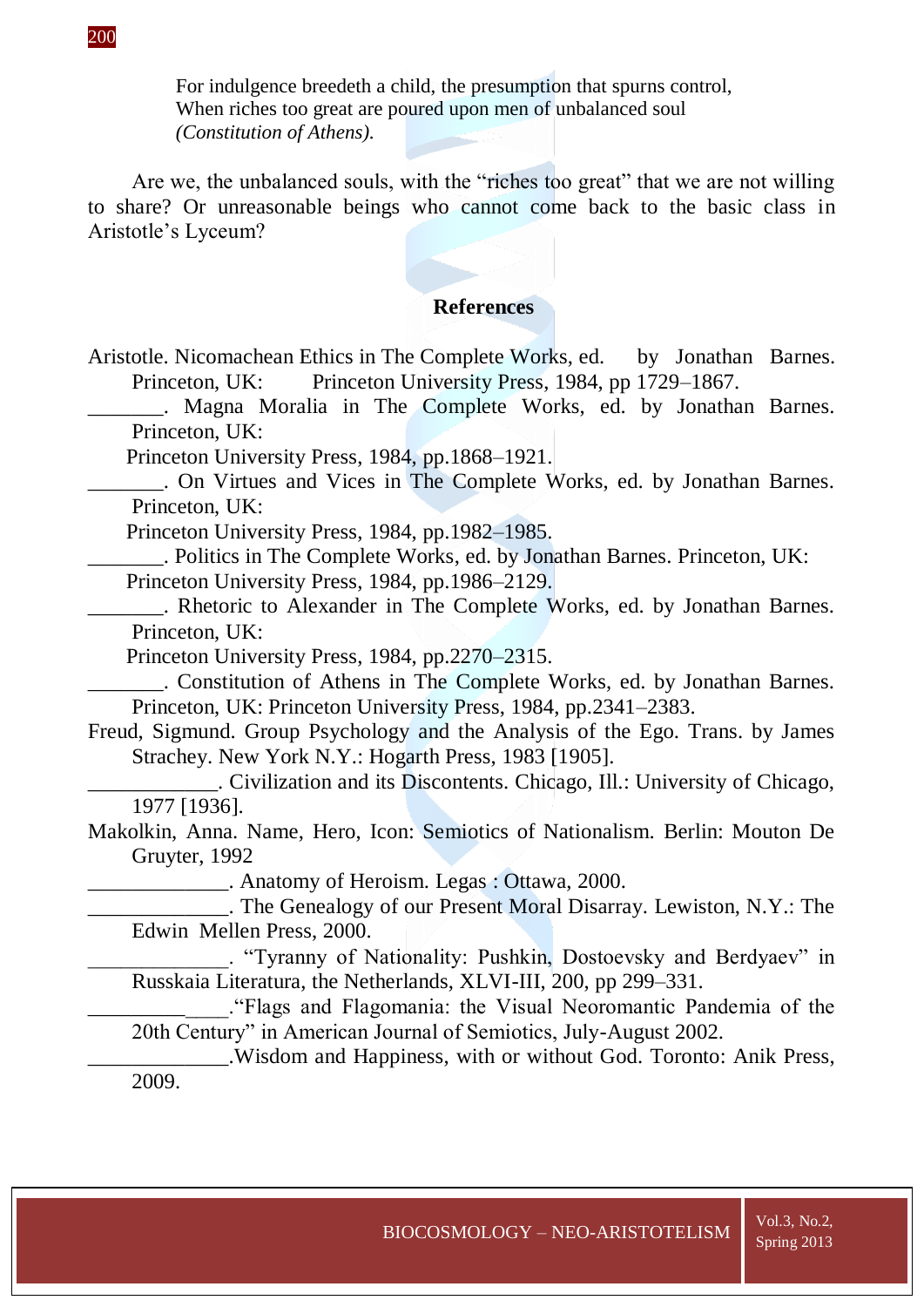For indulgence breedeth a child, the presumption that spurns control,
When riches too great are poured upon men of unbalanced soul
*(Constitution of Athens).*

Are we, the unbalanced souls, with the "riches too great" that we are not willing to share? Or unreasonable beings who cannot come back to the basic class in Aristotle's Lyceum?

## References

Aristotle. Nicomachean Ethics in The Complete Works, ed. by Jonathan Barnes. Princeton, UK: Princeton University Press, 1984, pp 1729–1867.

_______. Magna Moralia in The Complete Works, ed. by Jonathan Barnes. Princeton, UK: Princeton University Press, 1984, pp.1868–1921.

_______. On Virtues and Vices in The Complete Works, ed. by Jonathan Barnes. Princeton, UK: Princeton University Press, 1984, pp.1982–1985.

_______. Politics in The Complete Works, ed. by Jonathan Barnes. Princeton, UK: Princeton University Press, 1984, pp.1986–2129.

_______. Rhetoric to Alexander in The Complete Works, ed. by Jonathan Barnes. Princeton, UK: Princeton University Press, 1984, pp.2270–2315.

_______. Constitution of Athens in The Complete Works, ed. by Jonathan Barnes. Princeton, UK: Princeton University Press, 1984, pp.2341–2383.

Freud, Sigmund. Group Psychology and the Analysis of the Ego. Trans. by James Strachey. New York N.Y.: Hogarth Press, 1983 [1905].

____________. Civilization and its Discontents. Chicago, Ill.: University of Chicago, 1977 [1936].

Makolkin, Anna. Name, Hero, Icon: Semiotics of Nationalism. Berlin: Mouton De Gruyter, 1992

_____________. Anatomy of Heroism. Legas : Ottawa, 2000.

_____________. The Genealogy of our Present Moral Disarray. Lewiston, N.Y.: The Edwin Mellen Press, 2000.

_____________. "Tyranny of Nationality: Pushkin, Dostoevsky and Berdyaev" in Russkaia Literatura, the Netherlands, XLVI-III, 200, pp 299–331.

_____________."Flags and Flagomania: the Visual Neoromantic Pandemia of the 20th Century" in American Journal of Semiotics, July-August 2002.

_____________.Wisdom and Happiness, with or without God. Toronto: Anik Press, 2009.